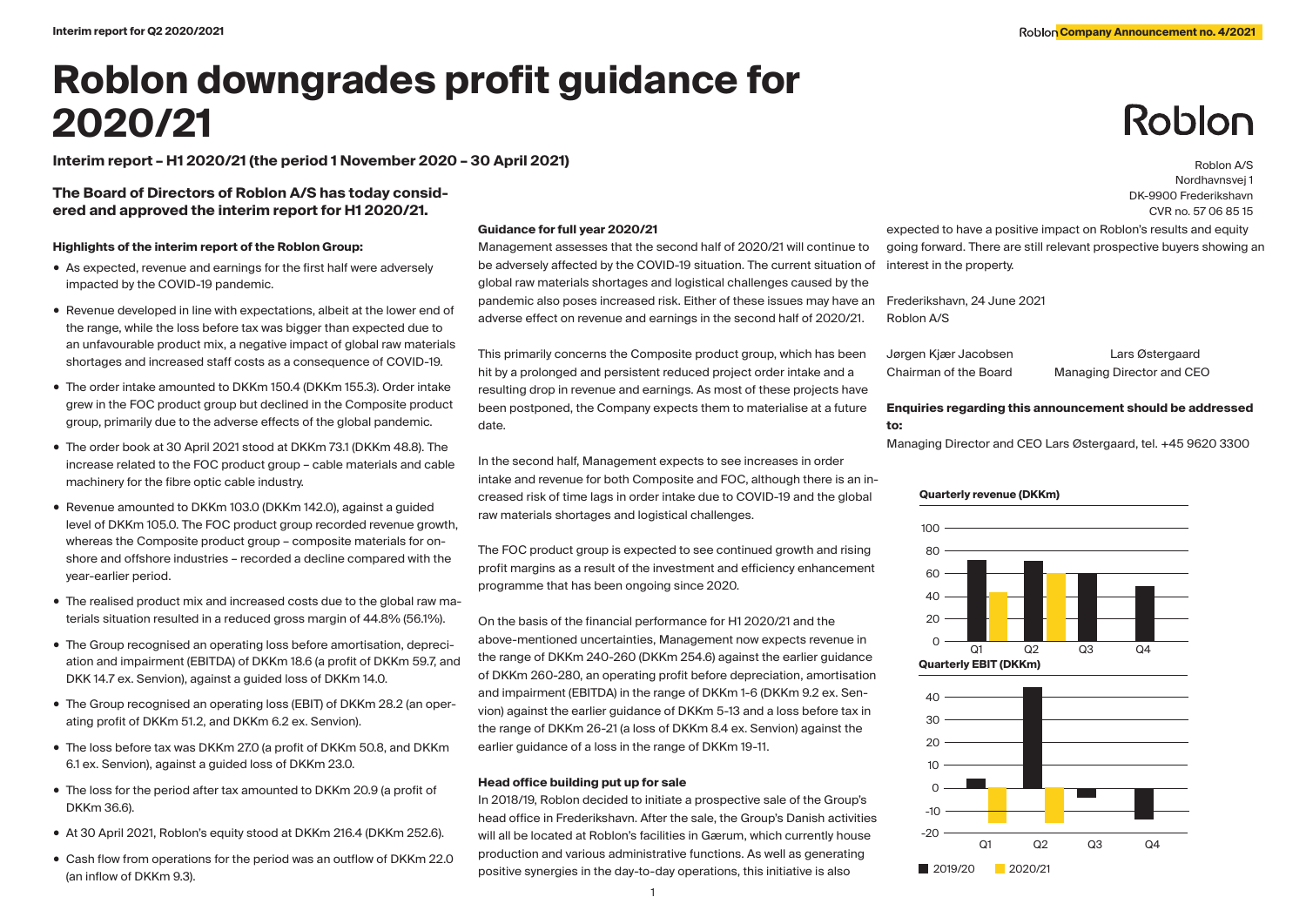# Roblon downgrades profit guidance for 2020/21

**Interim report – H1 2020/21 (the period 1 November 2020 – 30 April 2021)**

Roblon A/S
Nordhavnsvej 1
DK-9900 Frederikshavn
CVR no. 57 06 85 15

### The Board of Directors of Roblon A/S has today considered and approved the interim report for H1 2020/21.

**Highlights of the interim report of the Roblon Group:**

- As expected, revenue and earnings for the first half were adversely impacted by the COVID-19 pandemic.
- Revenue developed in line with expectations, albeit at the lower end of the range, while the loss before tax was bigger than expected due to an unfavourable product mix, a negative impact of global raw materials shortages and increased staff costs as a consequence of COVID-19.
- The order intake amounted to DKKm 150.4 (DKKm 155.3). Order intake grew in the FOC product group but declined in the Composite product group, primarily due to the adverse effects of the global pandemic.
- The order book at 30 April 2021 stood at DKKm 73.1 (DKKm 48.8). The increase related to the FOC product group – cable materials and cable machinery for the fibre optic cable industry.
- Revenue amounted to DKKm 103.0 (DKKm 142.0), against a guided level of DKKm 105.0. The FOC product group recorded revenue growth, whereas the Composite product group – composite materials for onshore and offshore industries – recorded a decline compared with the year-earlier period.
- The realised product mix and increased costs due to the global raw materials situation resulted in a reduced gross margin of 44.8% (56.1%).
- The Group recognised an operating loss before amortisation, depreciation and impairment (EBITDA) of DKKm 18.6 (a profit of DKKm 59.7, and DKK 14.7 ex. Senvion), against a guided loss of DKKm 14.0.
- The Group recognised an operating loss (EBIT) of DKKm 28.2 (an operating profit of DKKm 51.2, and DKKm 6.2 ex. Senvion).
- The loss before tax was DKKm 27.0 (a profit of DKKm 50.8, and DKKm 6.1 ex. Senvion), against a guided loss of DKKm 23.0.
- The loss for the period after tax amounted to DKKm 20.9 (a profit of DKKm 36.6).
- At 30 April 2021, Roblon's equity stood at DKKm 216.4 (DKKm 252.6).
- Cash flow from operations for the period was an outflow of DKKm 22.0 (an inflow of DKKm 9.3).

**Guidance for full year 2020/21**

Management assesses that the second half of 2020/21 will continue to be adversely affected by the COVID-19 situation. The current situation of global raw materials shortages and logistical challenges caused by the pandemic also poses increased risk. Either of these issues may have an adverse effect on revenue and earnings in the second half of 2020/21.

This primarily concerns the Composite product group, which has been hit by a prolonged and persistent reduced project order intake and a resulting drop in revenue and earnings. As most of these projects have been postponed, the Company expects them to materialise at a future date.

In the second half, Management expects to see increases in order intake and revenue for both Composite and FOC, although there is an increased risk of time lags in order intake due to COVID-19 and the global raw materials shortages and logistical challenges.

The FOC product group is expected to see continued growth and rising profit margins as a result of the investment and efficiency enhancement programme that has been ongoing since 2020.

On the basis of the financial performance for H1 2020/21 and the above-mentioned uncertainties, Management now expects revenue in the range of DKKm 240-260 (DKKm 254.6) against the earlier guidance of DKKm 260-280, an operating profit before depreciation, amortisation and impairment (EBITDA) in the range of DKKm 1-6 (DKKm 9.2 ex. Senvion) against the earlier guidance of DKKm 5-13 and a loss before tax in the range of DKKm 26-21 (a loss of DKKm 8.4 ex. Senvion) against the earlier guidance of a loss in the range of DKKm 19-11.

**Head office building put up for sale**

In 2018/19, Roblon decided to initiate a prospective sale of the Group's head office in Frederikshavn. After the sale, the Group's Danish activities will all be located at Roblon's facilities in Gærum, which currently house production and various administrative functions. As well as generating positive synergies in the day-to-day operations, this initiative is also expected to have a positive impact on Roblon's results and equity going forward. There are still relevant prospective buyers showing an interest in the property.

Frederikshavn, 24 June 2021
Roblon A/S

| Jørgen Kjær Jacobsen | Lars Østergaard |
|---|---|
| Chairman of the Board | Managing Director and CEO |

**Enquiries regarding this announcement should be addressed to:**

Managing Director and CEO Lars Østergaard, tel. +45 9620 3300

**Quarterly revenue (DKKm)**

**Quarterly EBIT (DKKm)**

2019/20 | 2020/21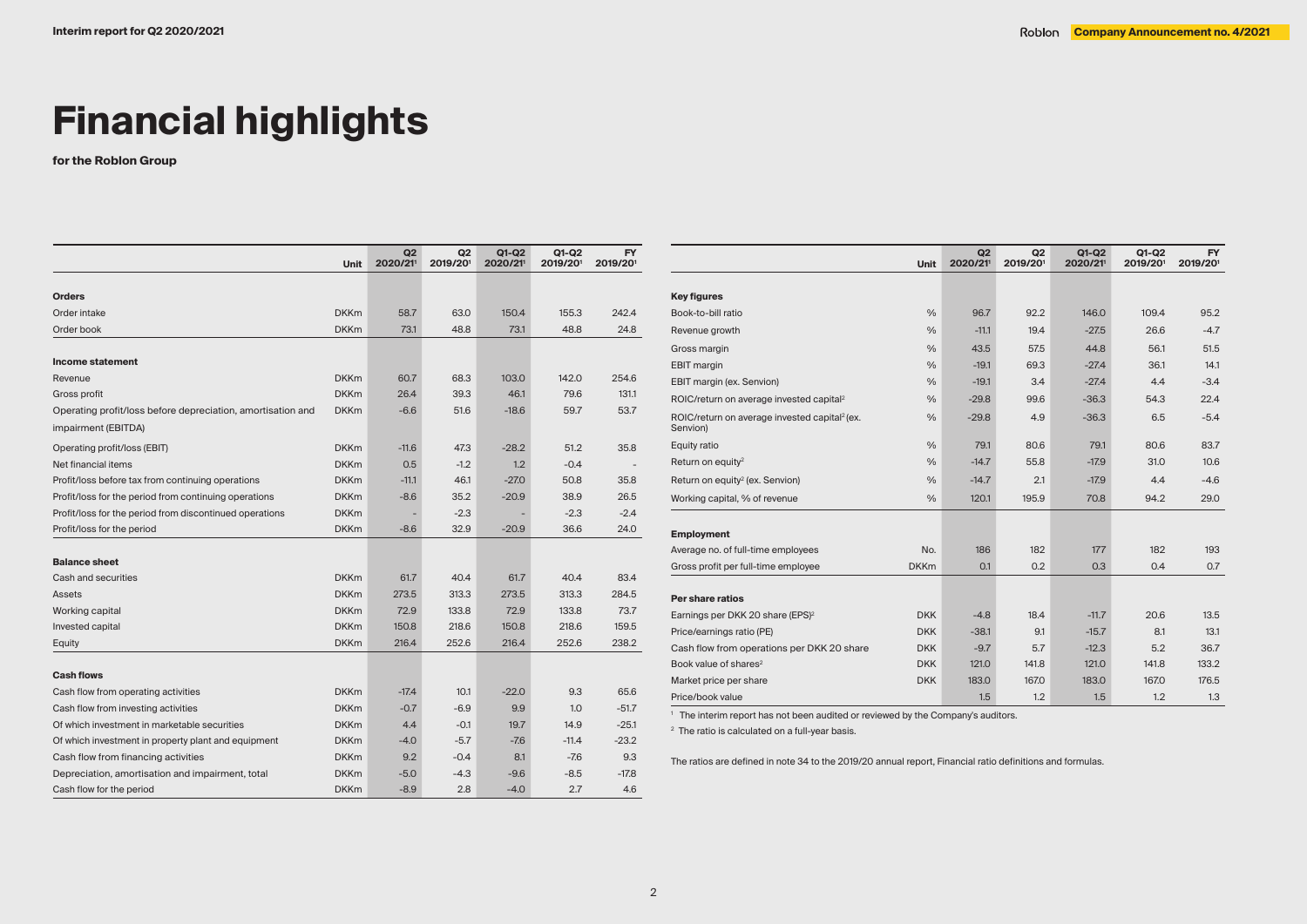# Financial highlights

**for the Roblon Group**

| | Unit | Q2 2020/21[1] | Q2 2019/20[1] | Q1-Q2 2020/21[1] | Q1-Q2 2019/20[1] | FY 2019/20[1] |
|---|---|---|---|---|---|---|
| **Orders** | | | | | | |
| Order intake | DKKm | 58.7 | 63.0 | 150.4 | 155.3 | 242.4 |
| Order book | DKKm | 73.1 | 48.8 | 73.1 | 48.8 | 24.8 |
| **Income statement** | | | | | | |
| Revenue | DKKm | 60.7 | 68.3 | 103.0 | 142.0 | 254.6 |
| Gross profit | DKKm | 26.4 | 39.3 | 46.1 | 79.6 | 131.1 |
| Operating profit/loss before depreciation, amortisation and impairment (EBITDA) | DKKm | -6.6 | 51.6 | -18.6 | 59.7 | 53.7 |
| Operating profit/loss (EBIT) | DKKm | -11.6 | 47.3 | -28.2 | 51.2 | 35.8 |
| Net financial items | DKKm | 0.5 | -1.2 | 1.2 | -0.4 | - |
| Profit/loss before tax from continuing operations | DKKm | -11.1 | 46.1 | -27.0 | 50.8 | 35.8 |
| Profit/loss for the period from continuing operations | DKKm | -8.6 | 35.2 | -20.9 | 38.9 | 26.5 |
| Profit/loss for the period from discontinued operations | DKKm | - | -2.3 | - | -2.3 | -2.4 |
| Profit/loss for the period | DKKm | -8.6 | 32.9 | -20.9 | 36.6 | 24.0 |
| **Balance sheet** | | | | | | |
| Cash and securities | DKKm | 61.7 | 40.4 | 61.7 | 40.4 | 83.4 |
| Assets | DKKm | 273.5 | 313.3 | 273.5 | 313.3 | 284.5 |
| Working capital | DKKm | 72.9 | 133.8 | 72.9 | 133.8 | 73.7 |
| Invested capital | DKKm | 150.8 | 218.6 | 150.8 | 218.6 | 159.5 |
| Equity | DKKm | 216.4 | 252.6 | 216.4 | 252.6 | 238.2 |
| **Cash flows** | | | | | | |
| Cash flow from operating activities | DKKm | -17.4 | 10.1 | -22.0 | 9.3 | 65.6 |
| Cash flow from investing activities | DKKm | -0.7 | -6.9 | 9.9 | 1.0 | -51.7 |
| Of which investment in marketable securities | DKKm | 4.4 | -0.1 | 19.7 | 14.9 | -25.1 |
| Of which investment in property plant and equipment | DKKm | -4.0 | -5.7 | -7.6 | -11.4 | -23.2 |
| Cash flow from financing activities | DKKm | 9.2 | -0.4 | 8.1 | -7.6 | 9.3 |
| Depreciation, amortisation and impairment, total | DKKm | -5.0 | -4.3 | -9.6 | -8.5 | -17.8 |
| Cash flow for the period | DKKm | -8.9 | 2.8 | -4.0 | 2.7 | 4.6 |

| | Unit | Q2 2020/21[1] | Q2 2019/20[1] | Q1-Q2 2020/21[1] | Q1-Q2 2019/20[1] | FY 2019/20[1] |
|---|---|---|---|---|---|---|
| **Key figures** | | | | | | |
| Book-to-bill ratio | % | 96.7 | 92.2 | 146.0 | 109.4 | 95.2 |
| Revenue growth | % | -11.1 | 19.4 | -27.5 | 26.6 | -4.7 |
| Gross margin | % | 43.5 | 57.5 | 44.8 | 56.1 | 51.5 |
| EBIT margin | % | -19.1 | 69.3 | -27.4 | 36.1 | 14.1 |
| EBIT margin (ex. Senvion) | % | -19.1 | 3.4 | -27.4 | 4.4 | -3.4 |
| ROIC/return on average invested capital[2] | % | -29.8 | 99.6 | -36.3 | 54.3 | 22.4 |
| ROIC/return on average invested capital[2] (ex. Senvion) | % | -29.8 | 4.9 | -36.3 | 6.5 | -5.4 |
| Equity ratio | % | 79.1 | 80.6 | 79.1 | 80.6 | 83.7 |
| Return on equity[2] | % | -14.7 | 55.8 | -17.9 | 31.0 | 10.6 |
| Return on equity[2] (ex. Senvion) | % | -14.7 | 2.1 | -17.9 | 4.4 | -4.6 |
| Working capital, % of revenue | % | 120.1 | 195.9 | 70.8 | 94.2 | 29.0 |
| **Employment** | | | | | | |
| Average no. of full-time employees | No. | 186 | 182 | 177 | 182 | 193 |
| Gross profit per full-time employee | DKKm | 0.1 | 0.2 | 0.3 | 0.4 | 0.7 |
| **Per share ratios** | | | | | | |
| Earnings per DKK 20 share (EPS)[2] | DKK | -4.8 | 18.4 | -11.7 | 20.6 | 13.5 |
| Price/earnings ratio (PE) | DKK | -38.1 | 9.1 | -15.7 | 8.1 | 13.1 |
| Cash flow from operations per DKK 20 share | DKK | -9.7 | 5.7 | -12.3 | 5.2 | 36.7 |
| Book value of shares[2] | DKK | 121.0 | 141.8 | 121.0 | 141.8 | 133.2 |
| Market price per share | DKK | 183.0 | 167.0 | 183.0 | 167.0 | 176.5 |
| Price/book value | | 1.5 | 1.2 | 1.5 | 1.2 | 1.3 |

[1] The interim report has not been audited or reviewed by the Company's auditors.

[2] The ratio is calculated on a full-year basis.

The ratios are defined in note 34 to the 2019/20 annual report, Financial ratio definitions and formulas.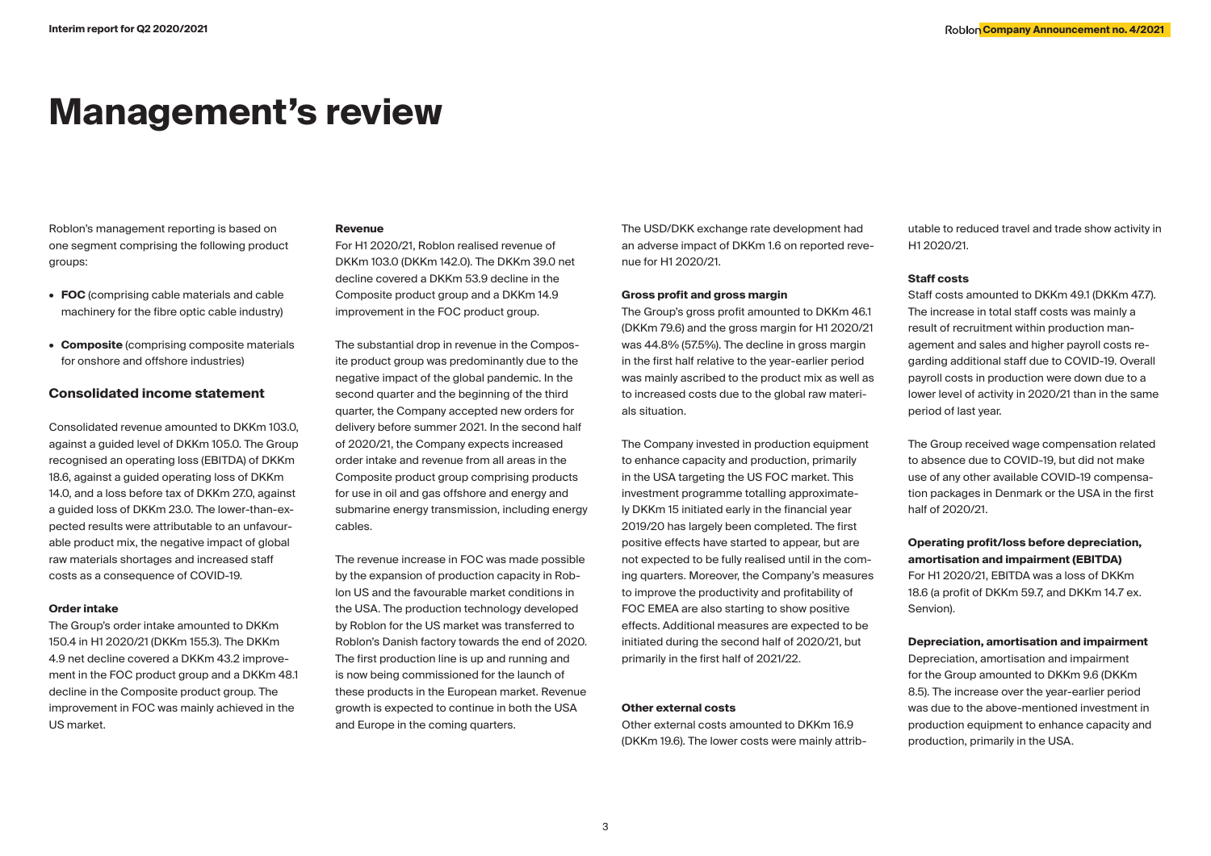# Management's review

Roblon's management reporting is based on one segment comprising the following product groups:

- **FOC** (comprising cable materials and cable machinery for the fibre optic cable industry)
- **Composite** (comprising composite materials for onshore and offshore industries)

## Consolidated income statement

Consolidated revenue amounted to DKKm 103.0, against a guided level of DKKm 105.0. The Group recognised an operating loss (EBITDA) of DKKm 18.6, against a guided operating loss of DKKm 14.0, and a loss before tax of DKKm 27.0, against a guided loss of DKKm 23.0. The lower-than-expected results were attributable to an unfavourable product mix, the negative impact of global raw materials shortages and increased staff costs as a consequence of COVID-19.

### Order intake

The Group's order intake amounted to DKKm 150.4 in H1 2020/21 (DKKm 155.3). The DKKm 4.9 net decline covered a DKKm 43.2 improvement in the FOC product group and a DKKm 48.1 decline in the Composite product group. The improvement in FOC was mainly achieved in the US market.

### Revenue

For H1 2020/21, Roblon realised revenue of DKKm 103.0 (DKKm 142.0). The DKKm 39.0 net decline covered a DKKm 53.9 decline in the Composite product group and a DKKm 14.9 improvement in the FOC product group.

The substantial drop in revenue in the Composite product group was predominantly due to the negative impact of the global pandemic. In the second quarter and the beginning of the third quarter, the Company accepted new orders for delivery before summer 2021. In the second half of 2020/21, the Company expects increased order intake and revenue from all areas in the Composite product group comprising products for use in oil and gas offshore and energy and submarine energy transmission, including energy cables.

The revenue increase in FOC was made possible by the expansion of production capacity in Roblon US and the favourable market conditions in the USA. The production technology developed by Roblon for the US market was transferred to Roblon's Danish factory towards the end of 2020. The first production line is up and running and is now being commissioned for the launch of these products in the European market. Revenue growth is expected to continue in both the USA and Europe in the coming quarters.

The USD/DKK exchange rate development had an adverse impact of DKKm 1.6 on reported revenue for H1 2020/21.

### Gross profit and gross margin

The Group's gross profit amounted to DKKm 46.1 (DKKm 79.6) and the gross margin for H1 2020/21 was 44.8% (57.5%). The decline in gross margin in the first half relative to the year-earlier period was mainly ascribed to the product mix as well as to increased costs due to the global raw materials situation.

The Company invested in production equipment to enhance capacity and production, primarily in the USA targeting the US FOC market. This investment programme totalling approximately DKKm 15 initiated early in the financial year 2019/20 has largely been completed. The first positive effects have started to appear, but are not expected to be fully realised until in the coming quarters. Moreover, the Company's measures to improve the productivity and profitability of FOC EMEA are also starting to show positive effects. Additional measures are expected to be initiated during the second half of 2020/21, but primarily in the first half of 2021/22.

### Other external costs

Other external costs amounted to DKKm 16.9 (DKKm 19.6). The lower costs were mainly attributable to reduced travel and trade show activity in H1 2020/21.

### Staff costs

Staff costs amounted to DKKm 49.1 (DKKm 47.7). The increase in total staff costs was mainly a result of recruitment within production management and sales and higher payroll costs regarding additional staff due to COVID-19. Overall payroll costs in production were down due to a lower level of activity in 2020/21 than in the same period of last year.

The Group received wage compensation related to absence due to COVID-19, but did not make use of any other available COVID-19 compensation packages in Denmark or the USA in the first half of 2020/21.

### Operating profit/loss before depreciation, amortisation and impairment (EBITDA)

For H1 2020/21, EBITDA was a loss of DKKm 18.6 (a profit of DKKm 59.7, and DKKm 14.7 ex. Senvion).

### Depreciation, amortisation and impairment

Depreciation, amortisation and impairment for the Group amounted to DKKm 9.6 (DKKm 8.5). The increase over the year-earlier period was due to the above-mentioned investment in production equipment to enhance capacity and production, primarily in the USA.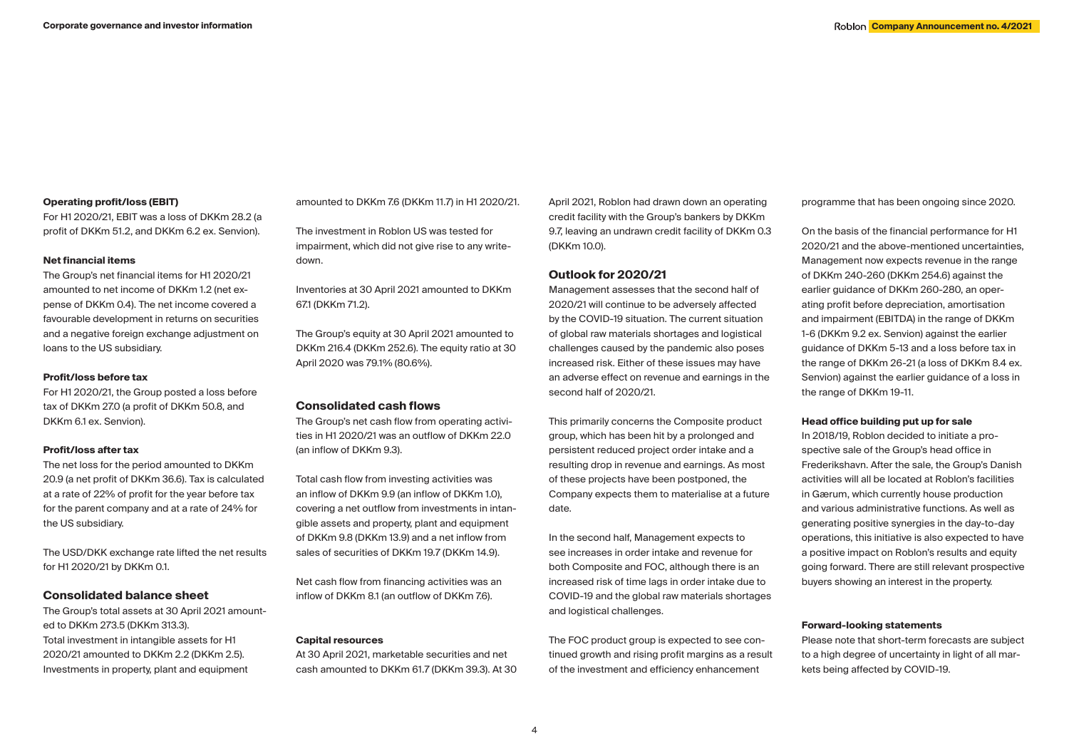### Operating profit/loss (EBIT)

For H1 2020/21, EBIT was a loss of DKKm 28.2 (a profit of DKKm 51.2, and DKKm 6.2 ex. Senvion).

### Net financial items

The Group's net financial items for H1 2020/21 amounted to net income of DKKm 1.2 (net expense of DKKm 0.4). The net income covered a favourable development in returns on securities and a negative foreign exchange adjustment on loans to the US subsidiary.

### Profit/loss before tax

For H1 2020/21, the Group posted a loss before tax of DKKm 27.0 (a profit of DKKm 50.8, and DKKm 6.1 ex. Senvion).

### Profit/loss after tax

The net loss for the period amounted to DKKm 20.9 (a net profit of DKKm 36.6). Tax is calculated at a rate of 22% of profit for the year before tax for the parent company and at a rate of 24% for the US subsidiary.

The USD/DKK exchange rate lifted the net results for H1 2020/21 by DKKm 0.1.

## Consolidated balance sheet

The Group's total assets at 30 April 2021 amounted to DKKm 273.5 (DKKm 313.3).
Total investment in intangible assets for H1 2020/21 amounted to DKKm 2.2 (DKKm 2.5). Investments in property, plant and equipment amounted to DKKm 7.6 (DKKm 11.7) in H1 2020/21.

The investment in Roblon US was tested for impairment, which did not give rise to any write-down.

Inventories at 30 April 2021 amounted to DKKm 67.1 (DKKm 71.2).

The Group's equity at 30 April 2021 amounted to DKKm 216.4 (DKKm 252.6). The equity ratio at 30 April 2020 was 79.1% (80.6%).

## Consolidated cash flows

The Group's net cash flow from operating activities in H1 2020/21 was an outflow of DKKm 22.0 (an inflow of DKKm 9.3).

Total cash flow from investing activities was an inflow of DKKm 9.9 (an inflow of DKKm 1.0), covering a net outflow from investments in intangible assets and property, plant and equipment of DKKm 9.8 (DKKm 13.9) and a net inflow from sales of securities of DKKm 19.7 (DKKm 14.9).

Net cash flow from financing activities was an inflow of DKKm 8.1 (an outflow of DKKm 7.6).

### Capital resources

At 30 April 2021, marketable securities and net cash amounted to DKKm 61.7 (DKKm 39.3). At 30 April 2021, Roblon had drawn down an operating credit facility with the Group's bankers by DKKm 9.7, leaving an undrawn credit facility of DKKm 0.3 (DKKm 10.0).

## Outlook for 2020/21

Management assesses that the second half of 2020/21 will continue to be adversely affected by the COVID-19 situation. The current situation of global raw materials shortages and logistical challenges caused by the pandemic also poses increased risk. Either of these issues may have an adverse effect on revenue and earnings in the second half of 2020/21.

This primarily concerns the Composite product group, which has been hit by a prolonged and persistent reduced project order intake and a resulting drop in revenue and earnings. As most of these projects have been postponed, the Company expects them to materialise at a future date.

In the second half, Management expects to see increases in order intake and revenue for both Composite and FOC, although there is an increased risk of time lags in order intake due to COVID-19 and the global raw materials shortages and logistical challenges.

The FOC product group is expected to see continued growth and rising profit margins as a result of the investment and efficiency enhancement programme that has been ongoing since 2020.

On the basis of the financial performance for H1 2020/21 and the above-mentioned uncertainties, Management now expects revenue in the range of DKKm 240-260 (DKKm 254.6) against the earlier guidance of DKKm 260-280, an operating profit before depreciation, amortisation and impairment (EBITDA) in the range of DKKm 1-6 (DKKm 9.2 ex. Senvion) against the earlier guidance of DKKm 5-13 and a loss before tax in the range of DKKm 26-21 (a loss of DKKm 8.4 ex. Senvion) against the earlier guidance of a loss in the range of DKKm 19-11.

### Head office building put up for sale

In 2018/19, Roblon decided to initiate a prospective sale of the Group's head office in Frederikshavn. After the sale, the Group's Danish activities will all be located at Roblon's facilities in Gærum, which currently house production and various administrative functions. As well as generating positive synergies in the day-to-day operations, this initiative is also expected to have a positive impact on Roblon's results and equity going forward. There are still relevant prospective buyers showing an interest in the property.

### Forward-looking statements

Please note that short-term forecasts are subject to a high degree of uncertainty in light of all markets being affected by COVID-19.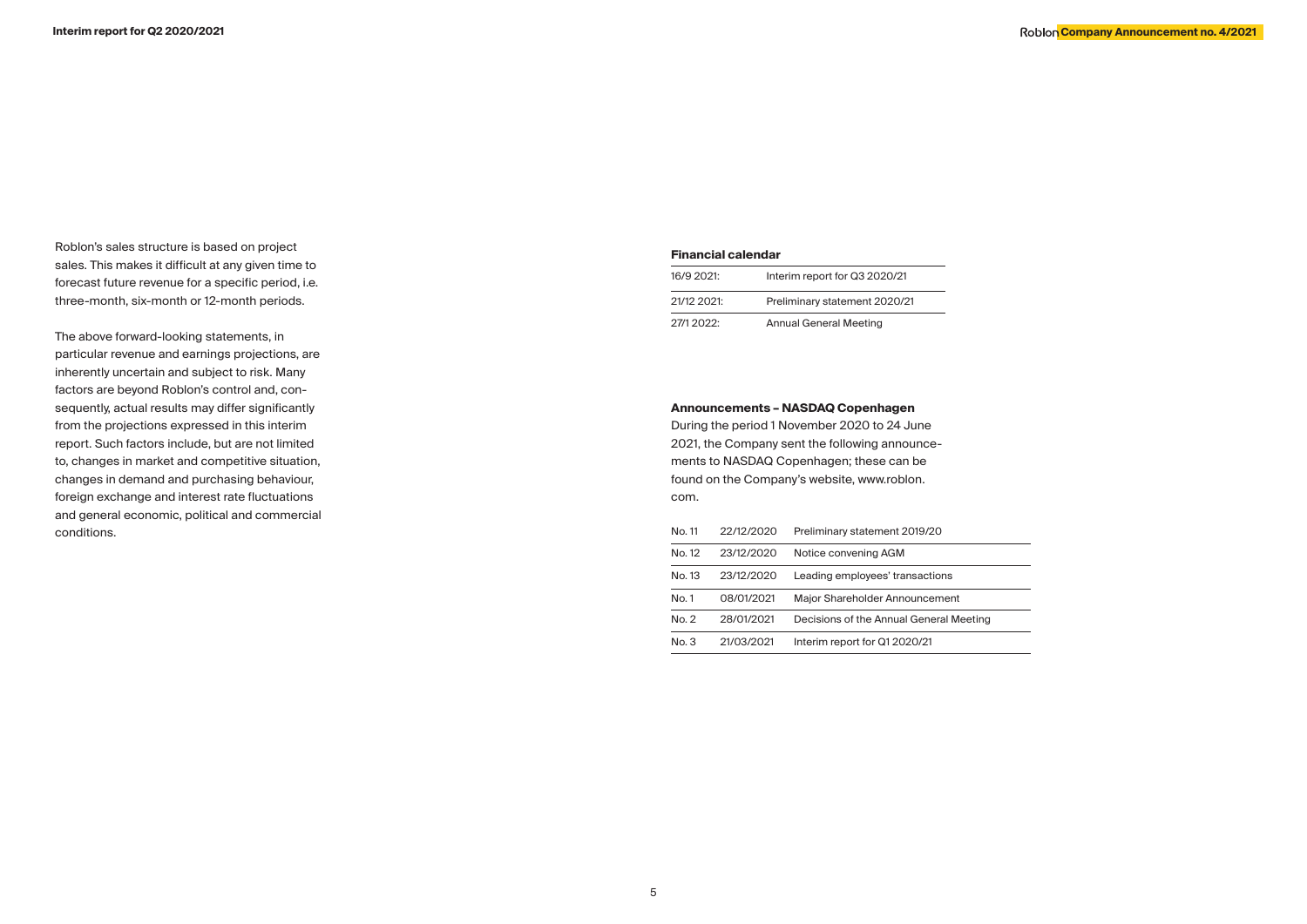Roblon's sales structure is based on project sales. This makes it difficult at any given time to forecast future revenue for a specific period, i.e. three-month, six-month or 12-month periods.

The above forward-looking statements, in particular revenue and earnings projections, are inherently uncertain and subject to risk. Many factors are beyond Roblon's control and, consequently, actual results may differ significantly from the projections expressed in this interim report. Such factors include, but are not limited to, changes in market and competitive situation, changes in demand and purchasing behaviour, foreign exchange and interest rate fluctuations and general economic, political and commercial conditions.

**Financial calendar**

| | |
|---|---|
| 16/9 2021: | Interim report for Q3 2020/21 |
| 21/12 2021: | Preliminary statement 2020/21 |
| 27/1 2022: | Annual General Meeting |

**Announcements – NASDAQ Copenhagen**

During the period 1 November 2020 to 24 June 2021, the Company sent the following announcements to NASDAQ Copenhagen; these can be found on the Company's website, www.roblon.com.

| | | |
|---|---|---|
| No. 11 | 22/12/2020 | Preliminary statement 2019/20 |
| No. 12 | 23/12/2020 | Notice convening AGM |
| No. 13 | 23/12/2020 | Leading employees' transactions |
| No. 1 | 08/01/2021 | Major Shareholder Announcement |
| No. 2 | 28/01/2021 | Decisions of the Annual General Meeting |
| No. 3 | 21/03/2021 | Interim report for Q1 2020/21 |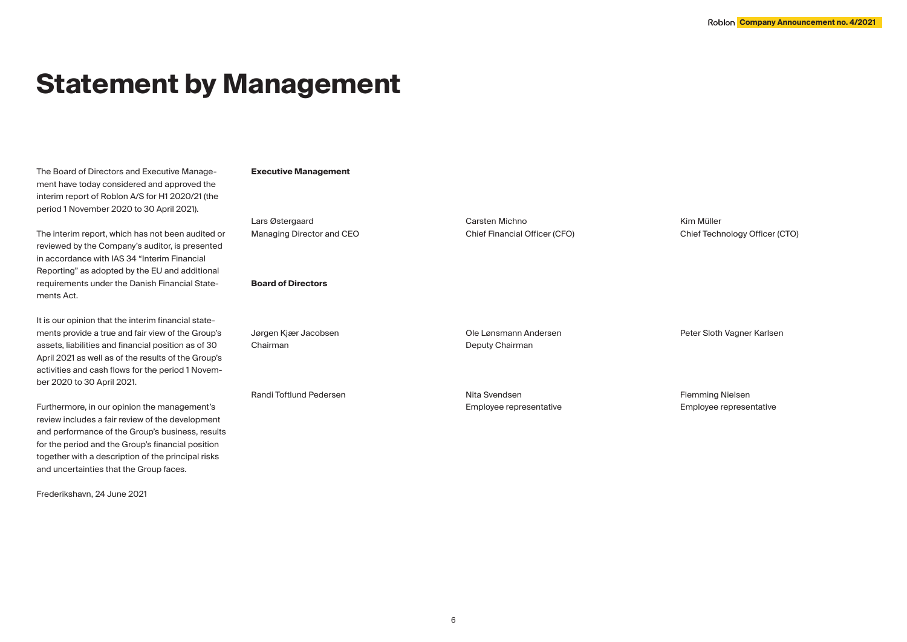# Statement by Management

The Board of Directors and Executive Management have today considered and approved the interim report of Roblon A/S for H1 2020/21 (the period 1 November 2020 to 30 April 2021).

The interim report, which has not been audited or reviewed by the Company's auditor, is presented in accordance with IAS 34 "Interim Financial Reporting" as adopted by the EU and additional requirements under the Danish Financial Statements Act.

It is our opinion that the interim financial statements provide a true and fair view of the Group's assets, liabilities and financial position as of 30 April 2021 as well as of the results of the Group's activities and cash flows for the period 1 November 2020 to 30 April 2021.

Furthermore, in our opinion the management's review includes a fair review of the development and performance of the Group's business, results for the period and the Group's financial position together with a description of the principal risks and uncertainties that the Group faces.

Frederikshavn, 24 June 2021

**Executive Management**

Lars Østergaard
Managing Director and CEO

Carsten Michno
Chief Financial Officer (CFO)

Kim Müller
Chief Technology Officer (CTO)

**Board of Directors**

Jørgen Kjær Jacobsen
Chairman

Ole Lønsmann Andersen
Deputy Chairman

Peter Sloth Vagner Karlsen

Randi Toftlund Pedersen

Nita Svendsen
Employee representative

Flemming Nielsen
Employee representative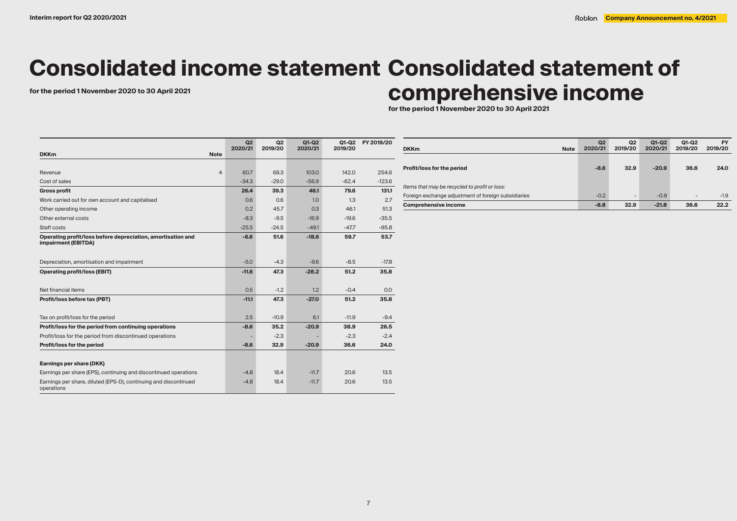# Consolidated income statement

**for the period 1 November 2020 to 30 April 2021**

| DKKm | Note | Q2 2020/21 | Q2 2019/20 | Q1-Q2 2020/21 | Q1-Q2 2019/20 | FY 2019/20 |
|---|---|---|---|---|---|---|
| Revenue | 4 | 60.7 | 68.3 | 103.0 | 142.0 | 254.6 |
| Cost of sales | | -34.3 | -29.0 | -56.9 | -62.4 | -123.6 |
| **Gross profit** | | **26.4** | **39.3** | **46.1** | **79.6** | **131.1** |
| Work carried out for own account and capitalised | | 0.6 | 0.6 | 1.0 | 1.3 | 2.7 |
| Other operating income | | 0.2 | 45.7 | 0.3 | 46.1 | 51.3 |
| Other external costs | | -8.3 | -9.5 | -16.9 | -19.6 | -35.5 |
| Staff costs | | -25.5 | -24.5 | -49.1 | -47.7 | -95.8 |
| **Operating profit/loss before depreciation, amortisation and impairment (EBITDA)** | | **-6.6** | **51.6** | **-18.6** | **59.7** | **53.7** |
| Depreciation, amortisation and impairment | | -5.0 | -4.3 | -9.6 | -8.5 | -17.8 |
| **Operating profit/loss (EBIT)** | | **-11.6** | **47.3** | **-28.2** | **51.2** | **35.8** |
| Net financial items | | 0.5 | -1.2 | 1.2 | -0.4 | 0.0 |
| **Profit/loss before tax (PBT)** | | **-11.1** | **47.3** | **-27.0** | **51.2** | **35.8** |
| Tax on profit/loss for the period | | 2.5 | -10.9 | 6.1 | -11.9 | -9.4 |
| **Profit/loss for the period from continuing operations** | | **-8.6** | **35.2** | **-20.9** | **38.9** | **26.5** |
| Profit/loss for the period from discontinued operations | | - | -2.3 | - | -2.3 | -2.4 |
| **Profit/loss for the period** | | **-8.6** | **32.9** | **-20.9** | **36.6** | **24.0** |
| **Earnings per share (DKK)** | | | | | | |
| Earnings per share (EPS), continuing and discontinued operations | | -4.8 | 18.4 | -11.7 | 20.6 | 13.5 |
| Earnings per share, diluted (EPS-D), continuing and discontinued operations | | -4.8 | 18.4 | -11.7 | 20.6 | 13.5 |

# Consolidated statement of comprehensive income

**for the period 1 November 2020 to 30 April 2021**

| DKKm | Note | Q2 2020/21 | Q2 2019/20 | Q1-Q2 2020/21 | Q1-Q2 2019/20 | FY 2019/20 |
|---|---|---|---|---|---|---|
| **Profit/loss for the period** | | **-8.6** | **32.9** | **-20.9** | **36.6** | **24.0** |
| *Items that may be recycled to profit or loss:* | | | | | | |
| Foreign exchange adjustment of foreign subsidiaries | | -0.2 | - | -0.9 | - | -1.9 |
| **Comprehensive income** | | **-8.8** | **32.9** | **-21.8** | **36.6** | **22.2** |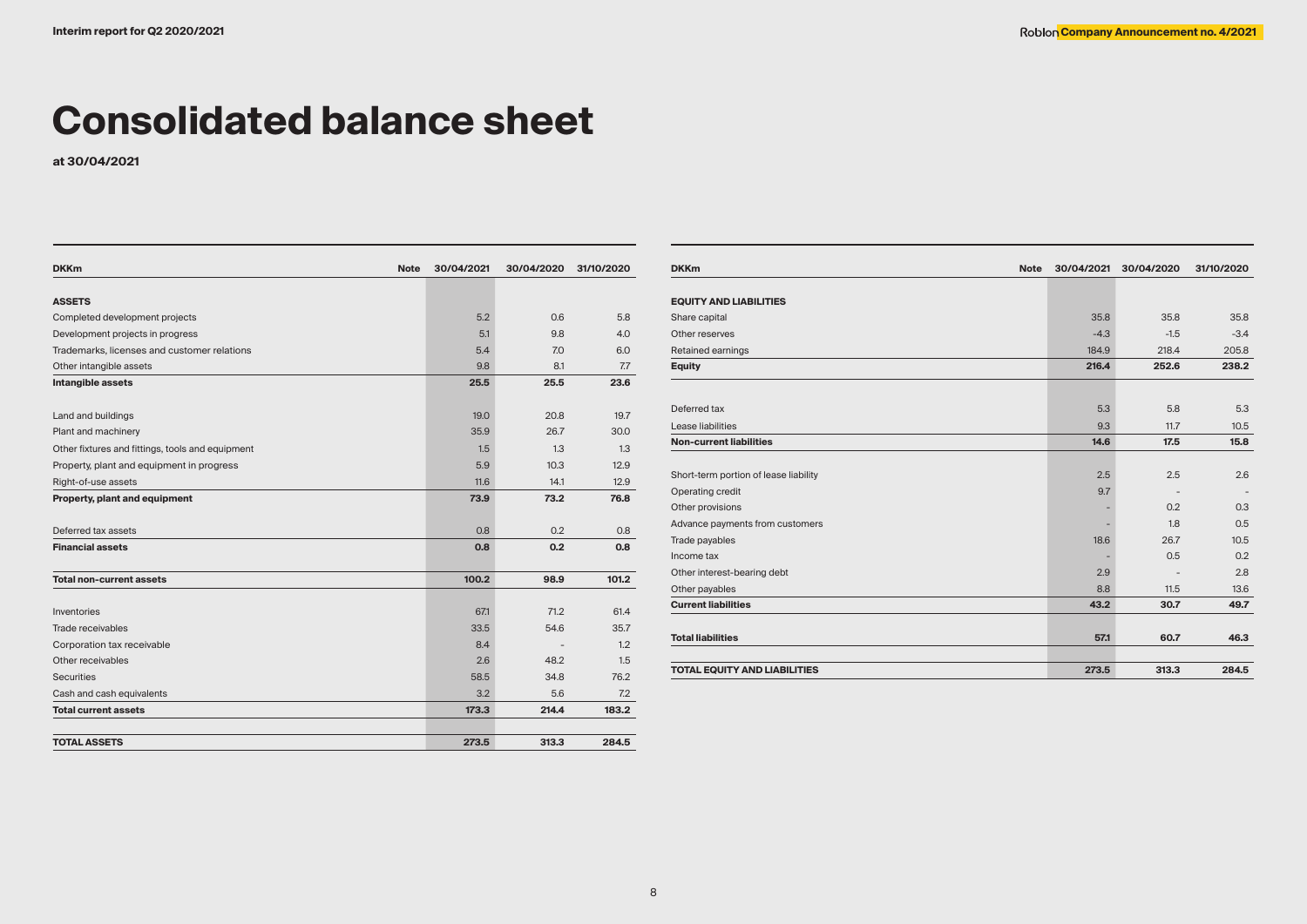# Consolidated balance sheet

**at 30/04/2021**

| DKKm | Note | 30/04/2021 | 30/04/2020 | 31/10/2020 |
|---|---|---|---|---|
| **ASSETS** | | | | |
| Completed development projects | | 5.2 | 0.6 | 5.8 |
| Development projects in progress | | 5.1 | 9.8 | 4.0 |
| Trademarks, licenses and customer relations | | 5.4 | 7.0 | 6.0 |
| Other intangible assets | | 9.8 | 8.1 | 7.7 |
| **Intangible assets** | | **25.5** | **25.5** | **23.6** |
| Land and buildings | | 19.0 | 20.8 | 19.7 |
| Plant and machinery | | 35.9 | 26.7 | 30.0 |
| Other fixtures and fittings, tools and equipment | | 1.5 | 1.3 | 1.3 |
| Property, plant and equipment in progress | | 5.9 | 10.3 | 12.9 |
| Right-of-use assets | | 11.6 | 14.1 | 12.9 |
| **Property, plant and equipment** | | **73.9** | **73.2** | **76.8** |
| Deferred tax assets | | 0.8 | 0.2 | 0.8 |
| **Financial assets** | | **0.8** | **0.2** | **0.8** |
| **Total non-current assets** | | **100.2** | **98.9** | **101.2** |
| Inventories | | 67.1 | 71.2 | 61.4 |
| Trade receivables | | 33.5 | 54.6 | 35.7 |
| Corporation tax receivable | | 8.4 | - | 1.2 |
| Other receivables | | 2.6 | 48.2 | 1.5 |
| Securities | | 58.5 | 34.8 | 76.2 |
| Cash and cash equivalents | | 3.2 | 5.6 | 7.2 |
| **Total current assets** | | **173.3** | **214.4** | **183.2** |
| **TOTAL ASSETS** | | **273.5** | **313.3** | **284.5** |

| DKKm | Note | 30/04/2021 | 30/04/2020 | 31/10/2020 |
|---|---|---|---|---|
| **EQUITY AND LIABILITIES** | | | | |
| Share capital | | 35.8 | 35.8 | 35.8 |
| Other reserves | | -4.3 | -1.5 | -3.4 |
| Retained earnings | | 184.9 | 218.4 | 205.8 |
| **Equity** | | **216.4** | **252.6** | **238.2** |
| Deferred tax | | 5.3 | 5.8 | 5.3 |
| Lease liabilities | | 9.3 | 11.7 | 10.5 |
| **Non-current liabilities** | | **14.6** | **17.5** | **15.8** |
| Short-term portion of lease liability | | 2.5 | 2.5 | 2.6 |
| Operating credit | | 9.7 | - | - |
| Other provisions | | - | 0.2 | 0.3 |
| Advance payments from customers | | - | 1.8 | 0.5 |
| Trade payables | | 18.6 | 26.7 | 10.5 |
| Income tax | | - | 0.5 | 0.2 |
| Other interest-bearing debt | | 2.9 | - | 2.8 |
| Other payables | | 8.8 | 11.5 | 13.6 |
| **Current liabilities** | | **43.2** | **30.7** | **49.7** |
| **Total liabilities** | | **57.1** | **60.7** | **46.3** |
| **TOTAL EQUITY AND LIABILITIES** | | **273.5** | **313.3** | **284.5** |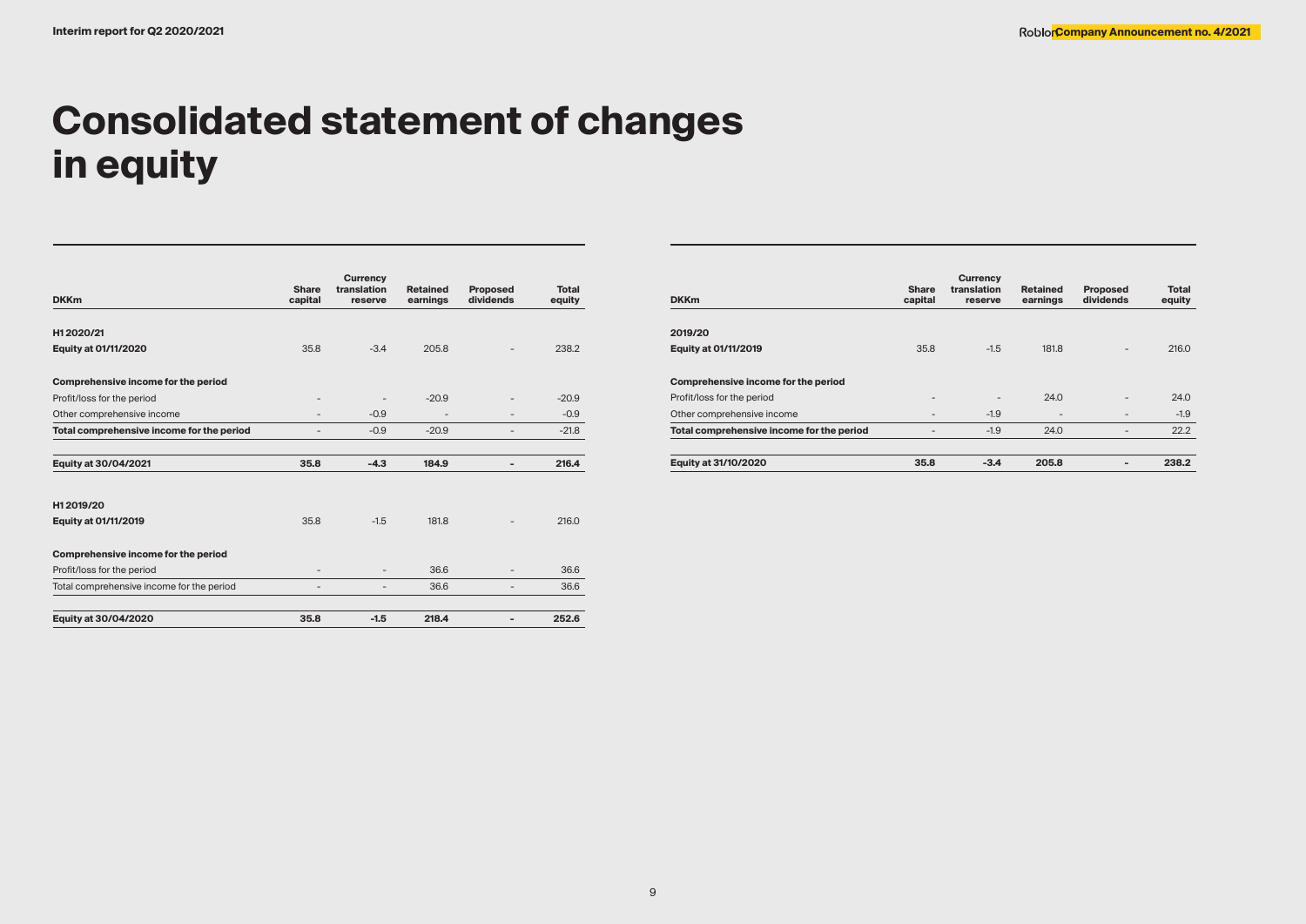# Consolidated statement of changes in equity

| DKKm | Share capital | Currency translation reserve | Retained earnings | Proposed dividends | Total equity |
|---|---|---|---|---|---|
| **H1 2020/21** | | | | | |
| **Equity at 01/11/2020** | 35.8 | -3.4 | 205.8 | - | 238.2 |
| **Comprehensive income for the period** | | | | | |
| Profit/loss for the period | - | - | -20.9 | - | -20.9 |
| Other comprehensive income | - | -0.9 | - | - | -0.9 |
| **Total comprehensive income for the period** | - | -0.9 | -20.9 | - | -21.8 |
| **Equity at 30/04/2021** | **35.8** | **-4.3** | **184.9** | **-** | **216.4** |
| **H1 2019/20** | | | | | |
| **Equity at 01/11/2019** | 35.8 | -1.5 | 181.8 | - | 216.0 |
| **Comprehensive income for the period** | | | | | |
| Profit/loss for the period | - | - | 36.6 | - | 36.6 |
| Total comprehensive income for the period | - | - | 36.6 | - | 36.6 |
| **Equity at 30/04/2020** | **35.8** | **-1.5** | **218.4** | **-** | **252.6** |

| DKKm | Share capital | Currency translation reserve | Retained earnings | Proposed dividends | Total equity |
|---|---|---|---|---|---|
| **2019/20** | | | | | |
| **Equity at 01/11/2019** | 35.8 | -1.5 | 181.8 | - | 216.0 |
| **Comprehensive income for the period** | | | | | |
| Profit/loss for the period | - | - | 24.0 | - | 24.0 |
| Other comprehensive income | - | -1.9 | - | - | -1.9 |
| **Total comprehensive income for the period** | - | -1.9 | 24.0 | - | 22.2 |
| **Equity at 31/10/2020** | **35.8** | **-3.4** | **205.8** | **-** | **238.2** |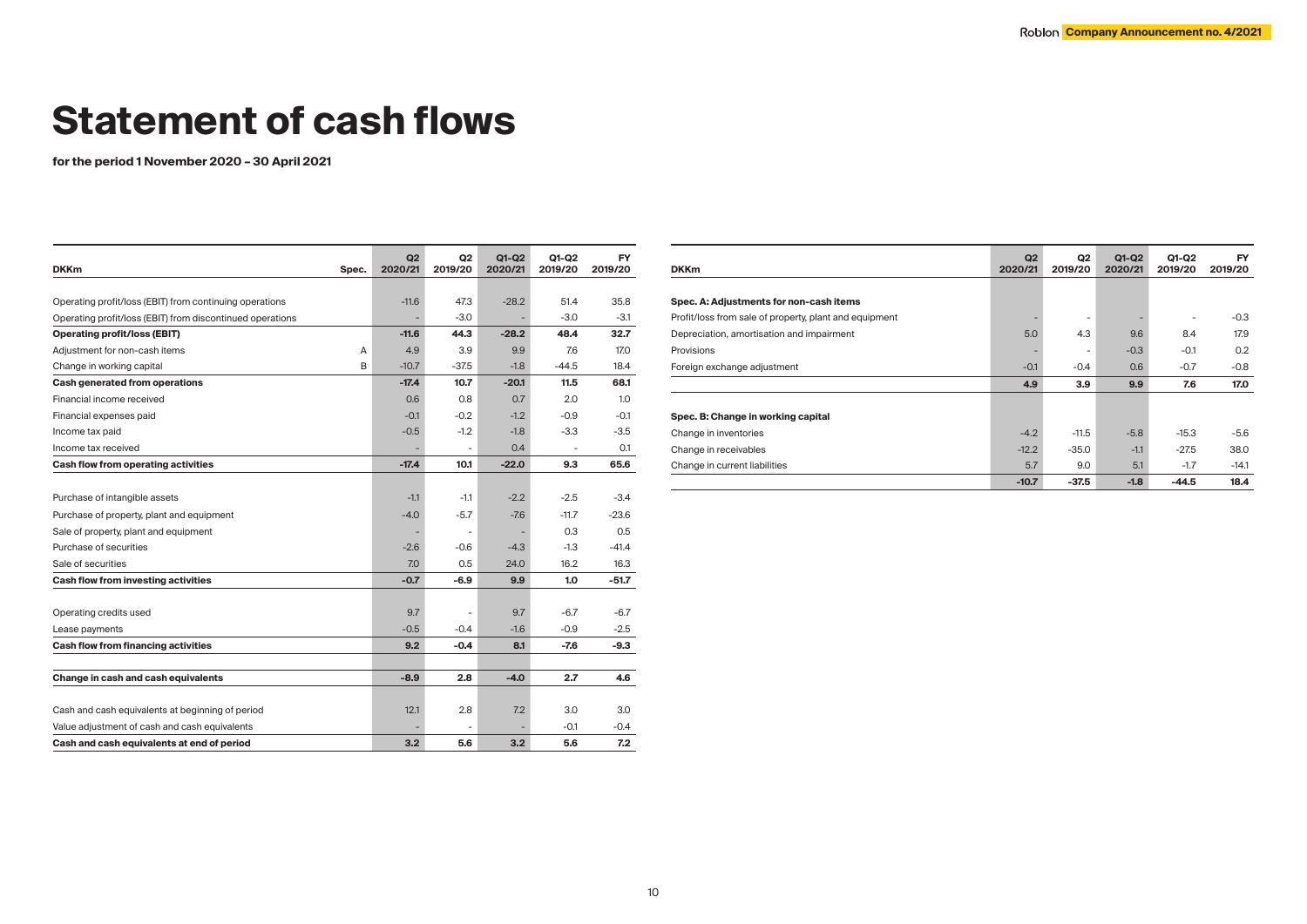# Statement of cash flows

**for the period 1 November 2020 – 30 April 2021**

| DKKm | Spec. | Q2 2020/21 | Q2 2019/20 | Q1-Q2 2020/21 | Q1-Q2 2019/20 | FY 2019/20 |
|---|---|---|---|---|---|---|
| Operating profit/loss (EBIT) from continuing operations | | -11.6 | 47.3 | -28.2 | 51.4 | 35.8 |
| Operating profit/loss (EBIT) from discontinued operations | | - | -3.0 | - | -3.0 | -3.1 |
| **Operating profit/loss (EBIT)** | | **-11.6** | **44.3** | **-28.2** | **48.4** | **32.7** |
| Adjustment for non-cash items | A | 4.9 | 3.9 | 9.9 | 7.6 | 17.0 |
| Change in working capital | B | -10.7 | -37.5 | -1.8 | -44.5 | 18.4 |
| **Cash generated from operations** | | **-17.4** | **10.7** | **-20.1** | **11.5** | **68.1** |
| Financial income received | | 0.6 | 0.8 | 0.7 | 2.0 | 1.0 |
| Financial expenses paid | | -0.1 | -0.2 | -1.2 | -0.9 | -0.1 |
| Income tax paid | | -0.5 | -1.2 | -1.8 | -3.3 | -3.5 |
| Income tax received | | - | - | 0.4 | - | 0.1 |
| **Cash flow from operating activities** | | **-17.4** | **10.1** | **-22.0** | **9.3** | **65.6** |
| | | | | | | |
| Purchase of intangible assets | | -1.1 | -1.1 | -2.2 | -2.5 | -3.4 |
| Purchase of property, plant and equipment | | -4.0 | -5.7 | -7.6 | -11.7 | -23.6 |
| Sale of property, plant and equipment | | - | - | - | 0.3 | 0.5 |
| Purchase of securities | | -2.6 | -0.6 | -4.3 | -1.3 | -41.4 |
| Sale of securities | | 7.0 | 0.5 | 24.0 | 16.2 | 16.3 |
| **Cash flow from investing activities** | | **-0.7** | **-6.9** | **9.9** | **1.0** | **-51.7** |
| | | | | | | |
| Operating credits used | | 9.7 | - | 9.7 | -6.7 | -6.7 |
| Lease payments | | -0.5 | -0.4 | -1.6 | -0.9 | -2.5 |
| **Cash flow from financing activities** | | **9.2** | **-0.4** | **8.1** | **-7.6** | **-9.3** |
| | | | | | | |
| **Change in cash and cash equivalents** | | **-8.9** | **2.8** | **-4.0** | **2.7** | **4.6** |
| | | | | | | |
| Cash and cash equivalents at beginning of period | | 12.1 | 2.8 | 7.2 | 3.0 | 3.0 |
| Value adjustment of cash and cash equivalents | | - | - | - | -0.1 | -0.4 |
| **Cash and cash equivalents at end of period** | | **3.2** | **5.6** | **3.2** | **5.6** | **7.2** |

| DKKm | Q2 2020/21 | Q2 2019/20 | Q1-Q2 2020/21 | Q1-Q2 2019/20 | FY 2019/20 |
|---|---|---|---|---|---|
| **Spec. A: Adjustments for non-cash items** | | | | | |
| Profit/loss from sale of property, plant and equipment | - | - | - | - | -0.3 |
| Depreciation, amortisation and impairment | 5.0 | 4.3 | 9.6 | 8.4 | 17.9 |
| Provisions | - | - | -0.3 | -0.1 | 0.2 |
| Foreign exchange adjustment | -0.1 | -0.4 | 0.6 | -0.7 | -0.8 |
| | **4.9** | **3.9** | **9.9** | **7.6** | **17.0** |
| | | | | | |
| **Spec. B: Change in working capital** | | | | | |
| Change in inventories | -4.2 | -11.5 | -5.8 | -15.3 | -5.6 |
| Change in receivables | -12.2 | -35.0 | -1.1 | -27.5 | 38.0 |
| Change in current liabilities | 5.7 | 9.0 | 5.1 | -1.7 | -14.1 |
| | **-10.7** | **-37.5** | **-1.8** | **-44.5** | **18.4** |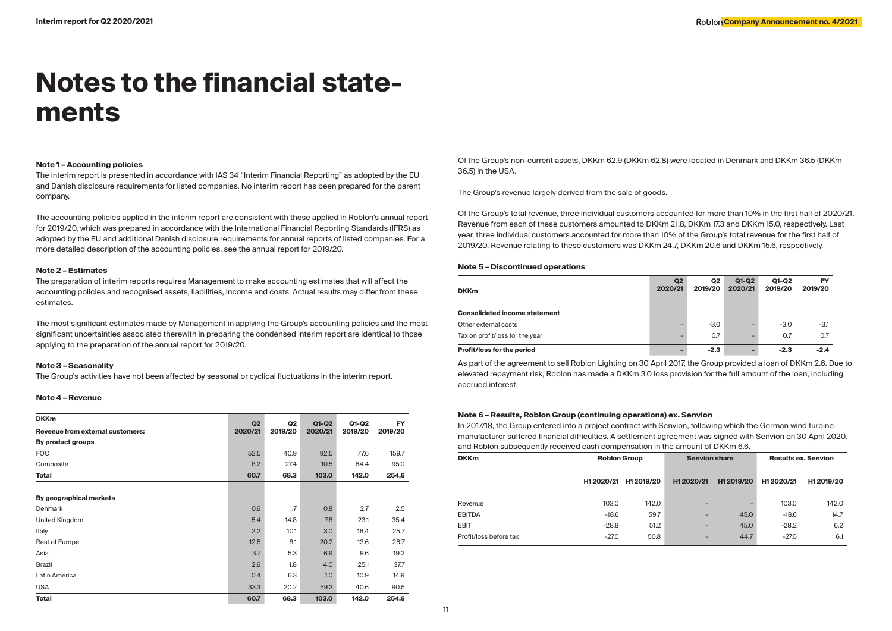# Notes to the financial statements

### Note 1 – Accounting policies

The interim report is presented in accordance with IAS 34 "Interim Financial Reporting" as adopted by the EU and Danish disclosure requirements for listed companies. No interim report has been prepared for the parent company.

The accounting policies applied in the interim report are consistent with those applied in Roblon's annual report for 2019/20, which was prepared in accordance with the International Financial Reporting Standards (IFRS) as adopted by the EU and additional Danish disclosure requirements for annual reports of listed companies. For a more detailed description of the accounting policies, see the annual report for 2019/20.

### Note 2 – Estimates

The preparation of interim reports requires Management to make accounting estimates that will affect the accounting policies and recognised assets, liabilities, income and costs. Actual results may differ from these estimates.

The most significant estimates made by Management in applying the Group's accounting policies and the most significant uncertainties associated therewith in preparing the condensed interim report are identical to those applying to the preparation of the annual report for 2019/20.

### Note 3 – Seasonality

The Group's activities have not been affected by seasonal or cyclical fluctuations in the interim report.

### Note 4 – Revenue

| DKKm<br>Revenue from external customers: | Q2 2020/21 | Q2 2019/20 | Q1-Q2 2020/21 | Q1-Q2 2019/20 | FY 2019/20 |
|---|---|---|---|---|---|
| **By product groups** | | | | | |
| FOC | 52.5 | 40.9 | 92.5 | 77.6 | 159.7 |
| Composite | 8.2 | 27.4 | 10.5 | 64.4 | 95.0 |
| **Total** | **60.7** | **68.3** | **103.0** | **142.0** | **254.6** |
| | | | | | |
| **By geographical markets** | | | | | |
| Denmark | 0.6 | 1.7 | 0.8 | 2.7 | 2.5 |
| United Kingdom | 5.4 | 14.8 | 7.8 | 23.1 | 35.4 |
| Italy | 2.2 | 10.1 | 3.0 | 16.4 | 25.7 |
| Rest of Europe | 12.5 | 8.1 | 20.2 | 13.6 | 28.7 |
| Asia | 3.7 | 5.3 | 6.9 | 9.6 | 19.2 |
| Brazil | 2.6 | 1.8 | 4.0 | 25.1 | 37.7 |
| Latin America | 0.4 | 6.3 | 1.0 | 10.9 | 14.9 |
| USA | 33.3 | 20.2 | 59.3 | 40.6 | 90.5 |
| **Total** | **60.7** | **68.3** | **103.0** | **142.0** | **254.6** |

Of the Group's non-current assets, DKKm 62.9 (DKKm 62.8) were located in Denmark and DKKm 36.5 (DKKm 36.5) in the USA.

The Group's revenue largely derived from the sale of goods.

Of the Group's total revenue, three individual customers accounted for more than 10% in the first half of 2020/21. Revenue from each of these customers amounted to DKKm 21.8, DKKm 17.3 and DKKm 15.0, respectively. Last year, three individual customers accounted for more than 10% of the Group's total revenue for the first half of 2019/20. Revenue relating to these customers was DKKm 24.7, DKKm 20.6 and DKKm 15.6, respectively.

### Note 5 – Discontinued operations

| DKKm | Q2 2020/21 | Q2 2019/20 | Q1-Q2 2020/21 | Q1-Q2 2019/20 | FY 2019/20 |
|---|---|---|---|---|---|
| **Consolidated income statement** | | | | | |
| Other external costs | - | -3.0 | - | -3.0 | -3.1 |
| Tax on profit/loss for the year | - | 0.7 | - | 0.7 | 0.7 |
| **Profit/loss for the period** | **-** | **-2.3** | **-** | **-2.3** | **-2.4** |

As part of the agreement to sell Roblon Lighting on 30 April 2017, the Group provided a loan of DKKm 2.6. Due to elevated repayment risk, Roblon has made a DKKm 3.0 loss provision for the full amount of the loan, including accrued interest.

### Note 6 – Results, Roblon Group (continuing operations) ex. Senvion

In 2017/18, the Group entered into a project contract with Senvion, following which the German wind turbine manufacturer suffered financial difficulties. A settlement agreement was signed with Senvion on 30 April 2020, and Roblon subsequently received cash compensation in the amount of DKKm 6.6.

| DKKm | Roblon Group | | Senvion share | | Results ex. Senvion | |
|---|---|---|---|---|---|---|
| | H1 2020/21 | H1 2019/20 | H1 2020/21 | H1 2019/20 | H1 2020/21 | H1 2019/20 |
| Revenue | 103.0 | 142.0 | - | - | 103.0 | 142.0 |
| EBITDA | -18.6 | 59.7 | - | 45.0 | -18.6 | 14.7 |
| EBIT | -28.8 | 51.2 | - | 45.0 | -28.2 | 6.2 |
| Profit/loss before tax | -27.0 | 50.8 | - | 44.7 | -27.0 | 6.1 |